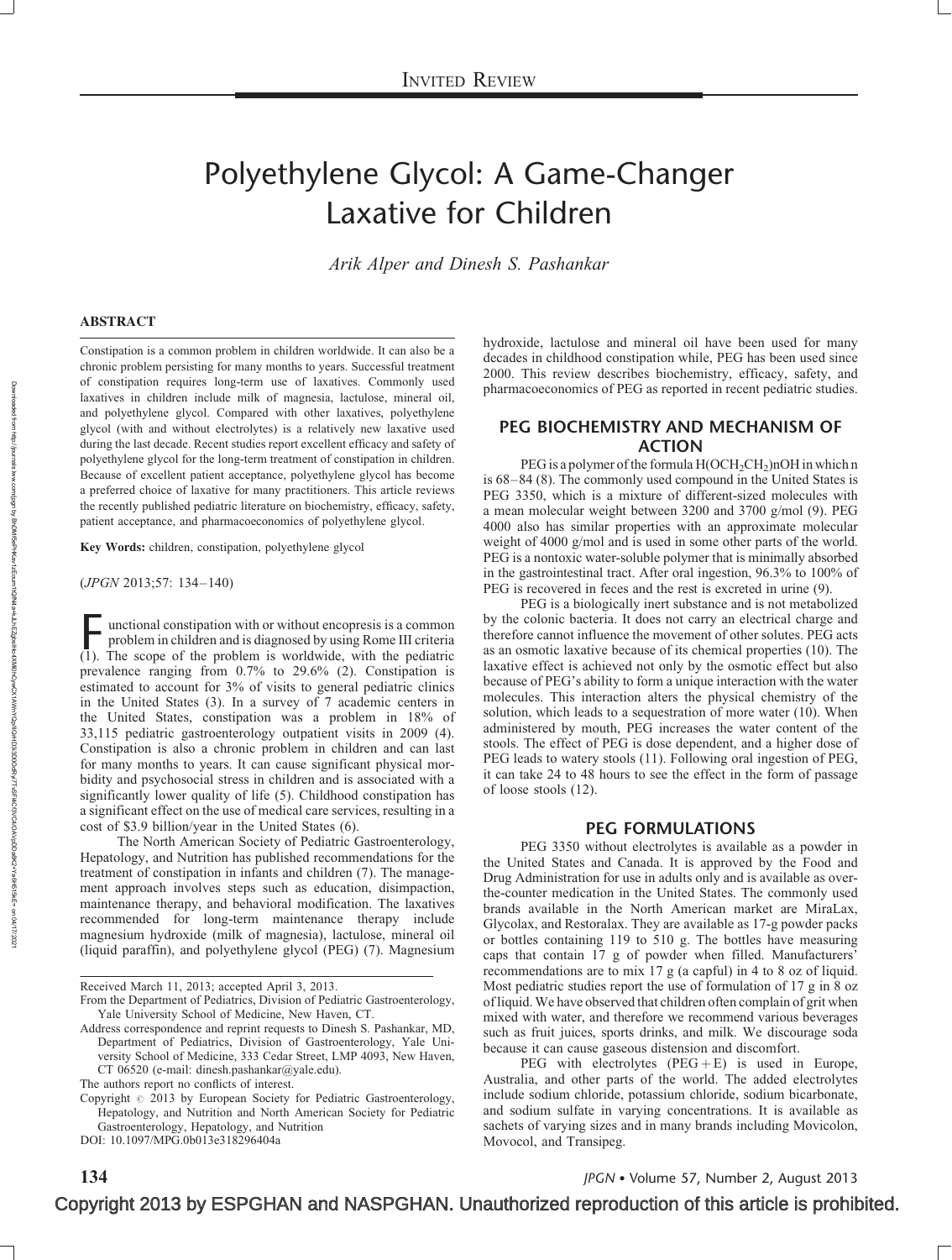INVITED REVIEW

# Polyethylene Glycol: A Game-Changer Laxative for Children

*Arik Alper and Dinesh S. Pashankar*

## ABSTRACT

Constipation is a common problem in children worldwide. It can also be a chronic problem persisting for many months to years. Successful treatment of constipation requires long-term use of laxatives. Commonly used laxatives in children include milk of magnesia, lactulose, mineral oil, and polyethylene glycol. Compared with other laxatives, polyethylene glycol (with and without electrolytes) is a relatively new laxative used during the last decade. Recent studies report excellent efficacy and safety of polyethylene glycol for the long-term treatment of constipation in children. Because of excellent patient acceptance, polyethylene glycol has become a preferred choice of laxative for many practitioners. This article reviews the recently published pediatric literature on biochemistry, efficacy, safety, patient acceptance, and pharmacoeconomics of polyethylene glycol.

**Key Words:** children, constipation, polyethylene glycol

(*JPGN* 2013;57: 134–140)

Functional constipation with or without encopresis is a common problem in children and is diagnosed by using Rome III criteria (1). The scope of the problem is worldwide, with the pediatric prevalence ranging from 0.7% to 29.6% (2). Constipation is estimated to account for 3% of visits to general pediatric clinics in the United States (3). In a survey of 7 academic centers in the United States, constipation was a problem in 18% of 33,115 pediatric gastroenterology outpatient visits in 2009 (4). Constipation is also a chronic problem in children and can last for many months to years. It can cause significant physical morbidity and psychosocial stress in children and is associated with a significantly lower quality of life (5). Childhood constipation has a significant effect on the use of medical care services, resulting in a cost of \$3.9 billion/year in the United States (6).

The North American Society of Pediatric Gastroenterology, Hepatology, and Nutrition has published recommendations for the treatment of constipation in infants and children (7). The management approach involves steps such as education, disimpaction, maintenance therapy, and behavioral modification. The laxatives recommended for long-term maintenance therapy include magnesium hydroxide (milk of magnesia), lactulose, mineral oil (liquid paraffin), and polyethylene glycol (PEG) (7). Magnesium hydroxide, lactulose and mineral oil have been used for many decades in childhood constipation while, PEG has been used since 2000. This review describes biochemistry, efficacy, safety, and pharmacoeconomics of PEG as reported in recent pediatric studies.

Received March 11, 2013; accepted April 3, 2013.

From the Department of Pediatrics, Division of Pediatric Gastroenterology, Yale University School of Medicine, New Haven, CT.

Address correspondence and reprint requests to Dinesh S. Pashankar, MD, Department of Pediatrics, Division of Gastroenterology, Yale University School of Medicine, 333 Cedar Street, LMP 4093, New Haven, CT 06520 (e-mail: dinesh.pashankar@yale.edu).

The authors report no conflicts of interest.

Copyright © 2013 by European Society for Pediatric Gastroenterology, Hepatology, and Nutrition and North American Society for Pediatric Gastroenterology, Hepatology, and Nutrition

DOI: 10.1097/MPG.0b013e318296404a

## PEG BIOCHEMISTRY AND MECHANISM OF ACTION

PEG is a polymer of the formula $H(OCH_2CH_2)nOH$ in which n is 68–84 (8). The commonly used compound in the United States is PEG 3350, which is a mixture of different-sized molecules with a mean molecular weight between 3200 and 3700 g/mol (9). PEG 4000 also has similar properties with an approximate molecular weight of 4000 g/mol and is used in some other parts of the world. PEG is a nontoxic water-soluble polymer that is minimally absorbed in the gastrointestinal tract. After oral ingestion, 96.3% to 100% of PEG is recovered in feces and the rest is excreted in urine (9).

PEG is a biologically inert substance and is not metabolized by the colonic bacteria. It does not carry an electrical charge and therefore cannot influence the movement of other solutes. PEG acts as an osmotic laxative because of its chemical properties (10). The laxative effect is achieved not only by the osmotic effect but also because of PEG's ability to form a unique interaction with the water molecules. This interaction alters the physical chemistry of the solution, which leads to a sequestration of more water (10). When administered by mouth, PEG increases the water content of the stools. The effect of PEG is dose dependent, and a higher dose of PEG leads to watery stools (11). Following oral ingestion of PEG, it can take 24 to 48 hours to see the effect in the form of passage of loose stools (12).

## PEG FORMULATIONS

PEG 3350 without electrolytes is available as a powder in the United States and Canada. It is approved by the Food and Drug Administration for use in adults only and is available as over-the-counter medication in the United States. The commonly used brands available in the North American market are MiraLax, Glycolax, and Restoralax. They are available as 17-g powder packs or bottles containing 119 to 510 g. The bottles have measuring caps that contain 17 g of powder when filled. Manufacturers' recommendations are to mix 17 g (a capful) in 4 to 8 oz of liquid. Most pediatric studies report the use of formulation of 17 g in 8 oz of liquid. We have observed that children often complain of grit when mixed with water, and therefore we recommend various beverages such as fruit juices, sports drinks, and milk. We discourage soda because it can cause gaseous distension and discomfort.

PEG with electrolytes (PEG + E) is used in Europe, Australia, and other parts of the world. The added electrolytes include sodium chloride, potassium chloride, sodium bicarbonate, and sodium sulfate in varying concentrations. It is available as sachets of varying sizes and in many brands including Movicolon, Movocol, and Transipeg.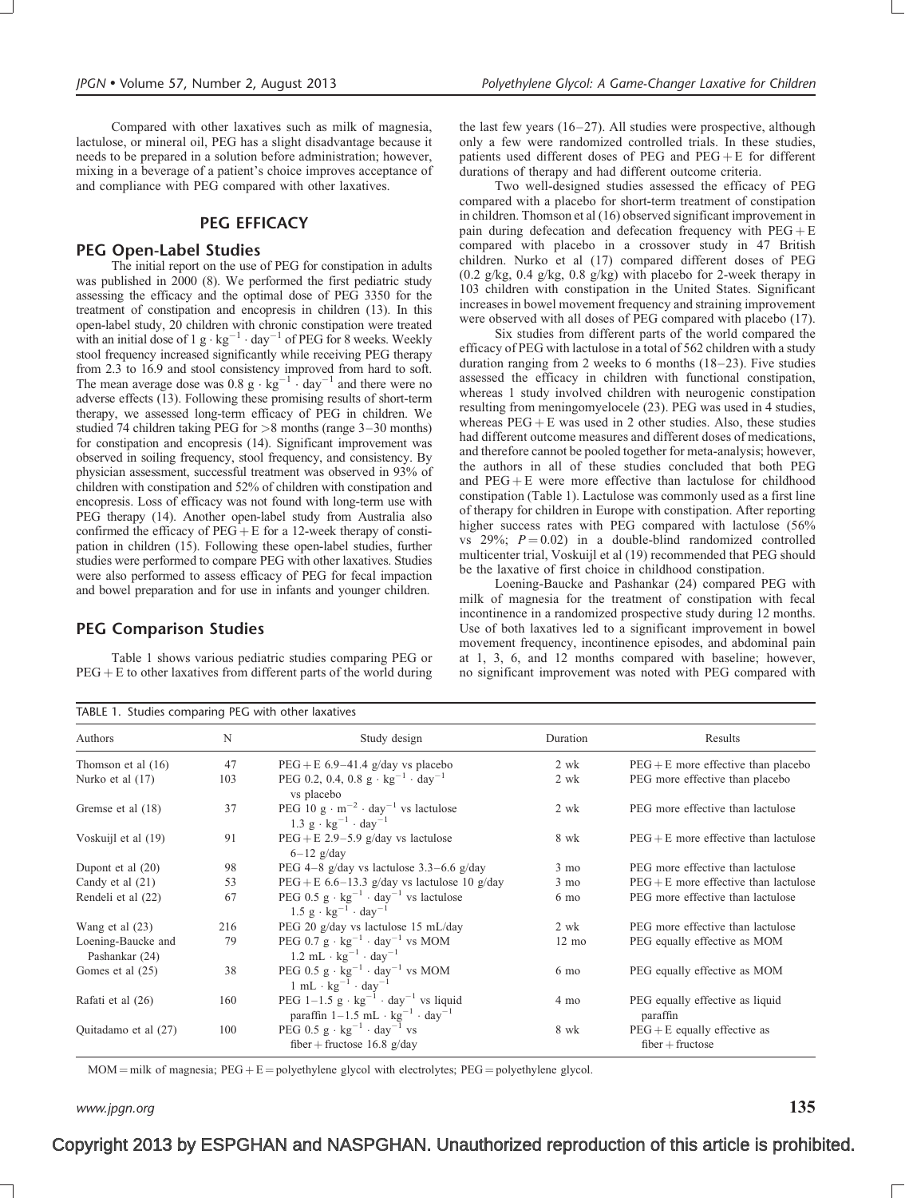Compared with other laxatives such as milk of magnesia, lactulose, or mineral oil, PEG has a slight disadvantage because it needs to be prepared in a solution before administration; however, mixing in a beverage of a patient's choice improves acceptance of and compliance with PEG compared with other laxatives.

## PEG EFFICACY

### PEG Open-Label Studies

The initial report on the use of PEG for constipation in adults was published in 2000 (8). We performed the first pediatric study assessing the efficacy and the optimal dose of PEG 3350 for the treatment of constipation and encopresis in children (13). In this open-label study, 20 children with chronic constipation were treated with an initial dose of $1 \text{ g} \cdot \text{kg}^{-1} \cdot \text{day}^{-1}$ of PEG for 8 weeks. Weekly stool frequency increased significantly while receiving PEG therapy from 2.3 to 16.9 and stool consistency improved from hard to soft. The mean average dose was $0.8 \text{ g} \cdot \text{kg}^{-1} \cdot \text{day}^{-1}$ and there were no adverse effects (13). Following these promising results of short-term therapy, we assessed long-term efficacy of PEG in children. We studied 74 children taking PEG for >8 months (range 3–30 months) for constipation and encopresis (14). Significant improvement was observed in soiling frequency, stool frequency, and consistency. By physician assessment, successful treatment was observed in 93% of children with constipation and 52% of children with constipation and encopresis. Loss of efficacy was not found with long-term use with PEG therapy (14). Another open-label study from Australia also confirmed the efficacy of PEG + E for a 12-week therapy of constipation in children (15). Following these open-label studies, further studies were performed to compare PEG with other laxatives. Studies were also performed to assess efficacy of PEG for fecal impaction and bowel preparation and for use in infants and younger children.

### PEG Comparison Studies

Table 1 shows various pediatric studies comparing PEG or PEG + E to other laxatives from different parts of the world during the last few years (16–27). All studies were prospective, although only a few were randomized controlled trials. In these studies, patients used different doses of PEG and PEG + E for different durations of therapy and had different outcome criteria.

Two well-designed studies assessed the efficacy of PEG compared with a placebo for short-term treatment of constipation in children. Thomson et al (16) observed significant improvement in pain during defecation and defecation frequency with PEG + E compared with placebo in a crossover study in 47 British children. Nurko et al (17) compared different doses of PEG (0.2 g/kg, 0.4 g/kg, 0.8 g/kg) with placebo for 2-week therapy in 103 children with constipation in the United States. Significant increases in bowel movement frequency and straining improvement were observed with all doses of PEG compared with placebo (17).

Six studies from different parts of the world compared the efficacy of PEG with lactulose in a total of 562 children with a study duration ranging from 2 weeks to 6 months (18–23). Five studies assessed the efficacy in children with functional constipation, whereas 1 study involved children with neurogenic constipation resulting from meningomyelocele (23). PEG was used in 4 studies, whereas PEG + E was used in 2 other studies. Also, these studies had different outcome measures and different doses of medications, and therefore cannot be pooled together for meta-analysis; however, the authors in all of these studies concluded that both PEG and PEG + E were more effective than lactulose for childhood constipation (Table 1). Lactulose was commonly used as a first line of therapy for children in Europe with constipation. After reporting higher success rates with PEG compared with lactulose (56% vs 29%; $P = 0.02$) in a double-blind randomized controlled multicenter trial, Voskuijl et al (19) recommended that PEG should be the laxative of first choice in childhood constipation.

Loening-Baucke and Pashankar (24) compared PEG with milk of magnesia for the treatment of constipation with fecal incontinence in a randomized prospective study during 12 months. Use of both laxatives led to a significant improvement in bowel movement frequency, incontinence episodes, and abdominal pain at 1, 3, 6, and 12 months compared with baseline; however, no significant improvement was noted with PEG compared with

TABLE 1. Studies comparing PEG with other laxatives

| Authors | N | Study design | Duration | Results |
|---|---|---|---|---|
| Thomson et al (16) | 47 | PEG + E 6.9–41.4 g/day vs placebo | 2 wk | PEG + E more effective than placebo |
| Nurko et al (17) | 103 | PEG 0.2, 0.4, 0.8 $\text{g} \cdot \text{kg}^{-1} \cdot \text{day}^{-1}$ vs placebo | 2 wk | PEG more effective than placebo |
| Gremse et al (18) | 37 | PEG 10 $\text{g} \cdot \text{m}^{-2} \cdot \text{day}^{-1}$ vs lactulose 1.3 $\text{g} \cdot \text{kg}^{-1} \cdot \text{day}^{-1}$ | 2 wk | PEG more effective than lactulose |
| Voskuijl et al (19) | 91 | PEG + E 2.9–5.9 g/day vs lactulose 6–12 g/day | 8 wk | PEG + E more effective than lactulose |
| Dupont et al (20) | 98 | PEG 4–8 g/day vs lactulose 3.3–6.6 g/day | 3 mo | PEG more effective than lactulose |
| Candy et al (21) | 53 | PEG + E 6.6–13.3 g/day vs lactulose 10 g/day | 3 mo | PEG + E more effective than lactulose |
| Rendeli et al (22) | 67 | PEG 0.5 $\text{g} \cdot \text{kg}^{-1} \cdot \text{day}^{-1}$ vs lactulose 1.5 $\text{g} \cdot \text{kg}^{-1} \cdot \text{day}^{-1}$ | 6 mo | PEG more effective than lactulose |
| Wang et al (23) | 216 | PEG 20 g/day vs lactulose 15 mL/day | 2 wk | PEG more effective than lactulose |
| Loening-Baucke and Pashankar (24) | 79 | PEG 0.7 $\text{g} \cdot \text{kg}^{-1} \cdot \text{day}^{-1}$ vs MOM 1.2 $\text{mL} \cdot \text{kg}^{-1} \cdot \text{day}^{-1}$ | 12 mo | PEG equally effective as MOM |
| Gomes et al (25) | 38 | PEG 0.5 $\text{g} \cdot \text{kg}^{-1} \cdot \text{day}^{-1}$ vs MOM 1 $\text{mL} \cdot \text{kg}^{-1} \cdot \text{day}^{-1}$ | 6 mo | PEG equally effective as MOM |
| Rafati et al (26) | 160 | PEG 1–1.5 $\text{g} \cdot \text{kg}^{-1} \cdot \text{day}^{-1}$ vs liquid paraffin 1–1.5 $\text{mL} \cdot \text{kg}^{-1} \cdot \text{day}^{-1}$ | 4 mo | PEG equally effective as liquid paraffin |
| Quitadamo et al (27) | 100 | PEG 0.5 $\text{g} \cdot \text{kg}^{-1} \cdot \text{day}^{-1}$ vs fiber + fructose 16.8 g/day | 8 wk | PEG + E equally effective as fiber + fructose |

MOM = milk of magnesia; PEG + E = polyethylene glycol with electrolytes; PEG = polyethylene glycol.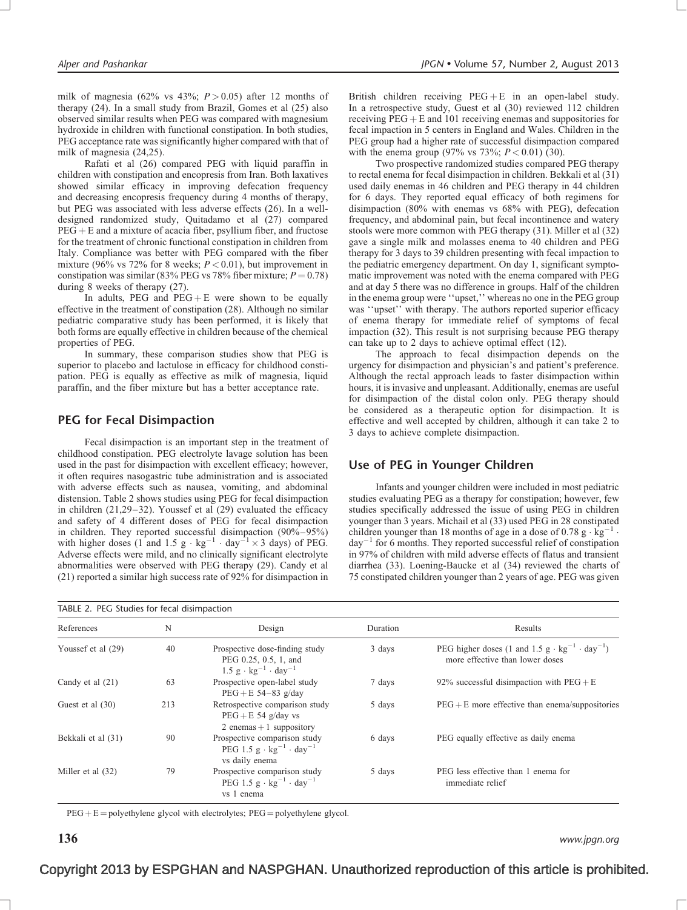milk of magnesia (62% vs 43%; $P > 0.05$) after 12 months of therapy (24). In a small study from Brazil, Gomes et al (25) also observed similar results when PEG was compared with magnesium hydroxide in children with functional constipation. In both studies, PEG acceptance rate was significantly higher compared with that of milk of magnesia (24,25).

Rafati et al (26) compared PEG with liquid paraffin in children with constipation and encopresis from Iran. Both laxatives showed similar efficacy in improving defecation frequency and decreasing encopresis frequency during 4 months of therapy, but PEG was associated with less adverse effects (26). In a well-designed randomized study, Quitadamo et al (27) compared PEG + E and a mixture of acacia fiber, psyllium fiber, and fructose for the treatment of chronic functional constipation in children from Italy. Compliance was better with PEG compared with the fiber mixture (96% vs 72% for 8 weeks; $P < 0.01$), but improvement in constipation was similar (83% PEG vs 78% fiber mixture; $P = 0.78$) during 8 weeks of therapy (27).

In adults, PEG and PEG + E were shown to be equally effective in the treatment of constipation (28). Although no similar pediatric comparative study has been performed, it is likely that both forms are equally effective in children because of the chemical properties of PEG.

In summary, these comparison studies show that PEG is superior to placebo and lactulose in efficacy for childhood constipation. PEG is equally as effective as milk of magnesia, liquid paraffin, and the fiber mixture but has a better acceptance rate.

## PEG for Fecal Disimpaction

Fecal disimpaction is an important step in the treatment of childhood constipation. PEG electrolyte lavage solution has been used in the past for disimpaction with excellent efficacy; however, it often requires nasogastric tube administration and is associated with adverse effects such as nausea, vomiting, and abdominal distension. Table 2 shows studies using PEG for fecal disimpaction in children (21,29–32). Youssef et al (29) evaluated the efficacy and safety of 4 different doses of PEG for fecal disimpaction in children. They reported successful disimpaction (90%–95%) with higher doses (1 and 1.5 $g \cdot kg^{-1} \cdot day^{-1} \times 3$ days) of PEG. Adverse effects were mild, and no clinically significant electrolyte abnormalities were observed with PEG therapy (29). Candy et al (21) reported a similar high success rate of 92% for disimpaction in British children receiving PEG + E in an open-label study. In a retrospective study, Guest et al (30) reviewed 112 children receiving PEG + E and 101 receiving enemas and suppositories for fecal impaction in 5 centers in England and Wales. Children in the PEG group had a higher rate of successful disimpaction compared with the enema group (97% vs 73%; $P < 0.01$) (30).

Two prospective randomized studies compared PEG therapy to rectal enema for fecal disimpaction in children. Bekkali et al (31) used daily enemas in 46 children and PEG therapy in 44 children for 6 days. They reported equal efficacy of both regimens for disimpaction (80% with enemas vs 68% with PEG), defecation frequency, and abdominal pain, but fecal incontinence and watery stools were more common with PEG therapy (31). Miller et al (32) gave a single milk and molasses enema to 40 children and PEG therapy for 3 days to 39 children presenting with fecal impaction to the pediatric emergency department. On day 1, significant symptomatic improvement was noted with the enema compared with PEG and at day 5 there was no difference in groups. Half of the children in the enema group were ''upset,'' whereas no one in the PEG group was ''upset'' with therapy. The authors reported superior efficacy of enema therapy for immediate relief of symptoms of fecal impaction (32). This result is not surprising because PEG therapy can take up to 2 days to achieve optimal effect (12).

The approach to fecal disimpaction depends on the urgency for disimpaction and physician's and patient's preference. Although the rectal approach leads to faster disimpaction within hours, it is invasive and unpleasant. Additionally, enemas are useful for disimpaction of the distal colon only. PEG therapy should be considered as a therapeutic option for disimpaction. It is effective and well accepted by children, although it can take 2 to 3 days to achieve complete disimpaction.

## Use of PEG in Younger Children

Infants and younger children were included in most pediatric studies evaluating PEG as a therapy for constipation; however, few studies specifically addressed the issue of using PEG in children younger than 3 years. Michail et al (33) used PEG in 28 constipated children younger than 18 months of age in a dose of 0.78 $g \cdot kg^{-1} \cdot day^{-1}$ for 6 months. They reported successful relief of constipation in 97% of children with mild adverse effects of flatus and transient diarrhea (33). Loening-Baucke et al (34) reviewed the charts of 75 constipated children younger than 2 years of age. PEG was given

TABLE 2. PEG Studies for fecal disimpaction

| References | N | Design | Duration | Results |
|---|---|---|---|---|
| Youssef et al (29) | 40 | Prospective dose-finding study PEG 0.25, 0.5, 1, and 1.5 $g \cdot kg^{-1} \cdot day^{-1}$ | 3 days | PEG higher doses (1 and 1.5 $g \cdot kg^{-1} \cdot day^{-1}$) more effective than lower doses |
| Candy et al (21) | 63 | Prospective open-label study PEG + E 54–83 g/day | 7 days | 92% successful disimpaction with PEG + E |
| Guest et al (30) | 213 | Retrospective comparison study PEG + E 54 g/day vs 2 enemas + 1 suppository | 5 days | PEG + E more effective than enema/suppositories |
| Bekkali et al (31) | 90 | Prospective comparison study PEG 1.5 $g \cdot kg^{-1} \cdot day^{-1}$ vs daily enema | 6 days | PEG equally effective as daily enema |
| Miller et al (32) | 79 | Prospective comparison study PEG 1.5 $g \cdot kg^{-1} \cdot day^{-1}$ vs 1 enema | 5 days | PEG less effective than 1 enema for immediate relief |

PEG + E = polyethylene glycol with electrolytes; PEG = polyethylene glycol.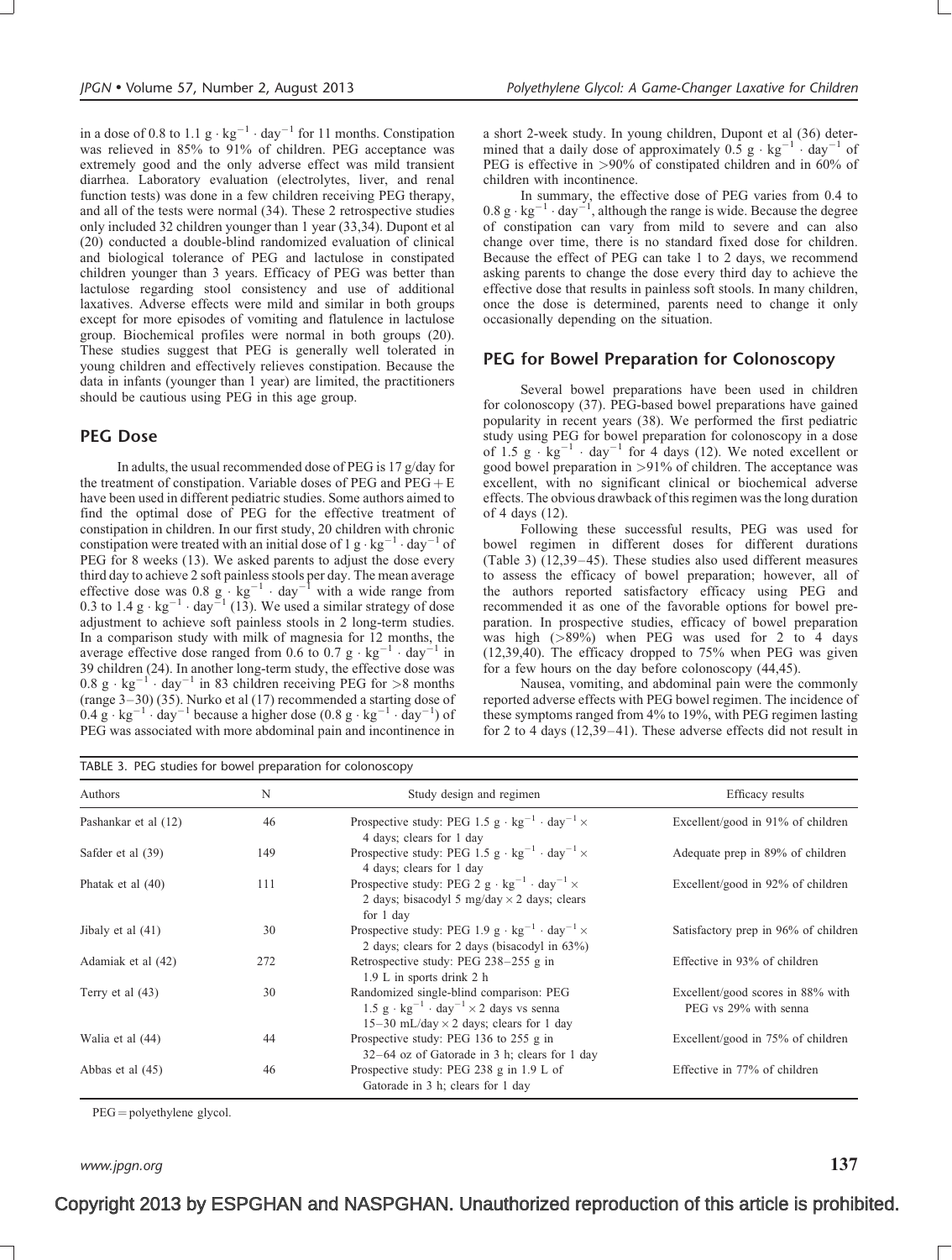in a dose of 0.8 to 1.1 $g \cdot kg^{-1} \cdot day^{-1}$ for 11 months. Constipation was relieved in 85% to 91% of children. PEG acceptance was extremely good and the only adverse effect was mild transient diarrhea. Laboratory evaluation (electrolytes, liver, and renal function tests) was done in a few children receiving PEG therapy, and all of the tests were normal (34). These 2 retrospective studies only included 32 children younger than 1 year (33,34). Dupont et al (20) conducted a double-blind randomized evaluation of clinical and biological tolerance of PEG and lactulose in constipated children younger than 3 years. Efficacy of PEG was better than lactulose regarding stool consistency and use of additional laxatives. Adverse effects were mild and similar in both groups except for more episodes of vomiting and flatulence in lactulose group. Biochemical profiles were normal in both groups (20). These studies suggest that PEG is generally well tolerated in young children and effectively relieves constipation. Because the data in infants (younger than 1 year) are limited, the practitioners should be cautious using PEG in this age group.

## PEG Dose

In adults, the usual recommended dose of PEG is 17 g/day for the treatment of constipation. Variable doses of PEG and PEG + E have been used in different pediatric studies. Some authors aimed to find the optimal dose of PEG for the effective treatment of constipation in children. In our first study, 20 children with chronic constipation were treated with an initial dose of 1 $g \cdot kg^{-1} \cdot day^{-1}$ of PEG for 8 weeks (13). We asked parents to adjust the dose every third day to achieve 2 soft painless stools per day. The mean average effective dose was 0.8 $g \cdot kg^{-1} \cdot day^{-1}$ with a wide range from 0.3 to 1.4 $g \cdot kg^{-1} \cdot day^{-1}$ (13). We used a similar strategy of dose adjustment to achieve soft painless stools in 2 long-term studies. In a comparison study with milk of magnesia for 12 months, the average effective dose ranged from 0.6 to 0.7 $g \cdot kg^{-1} \cdot day^{-1}$ in 39 children (24). In another long-term study, the effective dose was 0.8 $g \cdot kg^{-1} \cdot day^{-1}$ in 83 children receiving PEG for >8 months (range 3–30) (35). Nurko et al (17) recommended a starting dose of 0.4 $g \cdot kg^{-1} \cdot day^{-1}$ because a higher dose (0.8 $g \cdot kg^{-1} \cdot day^{-1}$) of PEG was associated with more abdominal pain and incontinence in a short 2-week study. In young children, Dupont et al (36) determined that a daily dose of approximately 0.5 $g \cdot kg^{-1} \cdot day^{-1}$ of PEG is effective in >90% of constipated children and in 60% of children with incontinence.

In summary, the effective dose of PEG varies from 0.4 to 0.8 $g \cdot kg^{-1} \cdot day^{-1}$, although the range is wide. Because the degree of constipation can vary from mild to severe and can also change over time, there is no standard fixed dose for children. Because the effect of PEG can take 1 to 2 days, we recommend asking parents to change the dose every third day to achieve the effective dose that results in painless soft stools. In many children, once the dose is determined, parents need to change it only occasionally depending on the situation.

## PEG for Bowel Preparation for Colonoscopy

Several bowel preparations have been used in children for colonoscopy (37). PEG-based bowel preparations have gained popularity in recent years (38). We performed the first pediatric study using PEG for bowel preparation for colonoscopy in a dose of 1.5 $g \cdot kg^{-1} \cdot day^{-1}$ for 4 days (12). We noted excellent or good bowel preparation in >91% of children. The acceptance was excellent, with no significant clinical or biochemical adverse effects. The obvious drawback of this regimen was the long duration of 4 days (12).

Following these successful results, PEG was used for bowel regimen in different doses for different durations (Table 3) (12,39–45). These studies also used different measures to assess the efficacy of bowel preparation; however, all of the authors reported satisfactory efficacy using PEG and recommended it as one of the favorable options for bowel preparation. In prospective studies, efficacy of bowel preparation was high (>89%) when PEG was used for 2 to 4 days (12,39,40). The efficacy dropped to 75% when PEG was given for a few hours on the day before colonoscopy (44,45).

Nausea, vomiting, and abdominal pain were the commonly reported adverse effects with PEG bowel regimen. The incidence of these symptoms ranged from 4% to 19%, with PEG regimen lasting for 2 to 4 days (12,39–41). These adverse effects did not result in

TABLE 3. PEG studies for bowel preparation for colonoscopy

| Authors | N | Study design and regimen | Efficacy results |
|---|---|---|---|
| Pashankar et al (12) | 46 | Prospective study: PEG 1.5 $g \cdot kg^{-1} \cdot day^{-1} \times$ 4 days; clears for 1 day | Excellent/good in 91% of children |
| Safder et al (39) | 149 | Prospective study: PEG 1.5 $g \cdot kg^{-1} \cdot day^{-1} \times$ 4 days; clears for 1 day | Adequate prep in 89% of children |
| Phatak et al (40) | 111 | Prospective study: PEG 2 $g \cdot kg^{-1} \cdot day^{-1} \times$ 2 days; bisacodyl 5 mg/day $\times$ 2 days; clears for 1 day | Excellent/good in 92% of children |
| Jibaly et al (41) | 30 | Prospective study: PEG 1.9 $g \cdot kg^{-1} \cdot day^{-1} \times$ 2 days; clears for 2 days (bisacodyl in 63%) | Satisfactory prep in 96% of children |
| Adamiak et al (42) | 272 | Retrospective study: PEG 238–255 g in 1.9 L in sports drink 2 h | Effective in 93% of children |
| Terry et al (43) | 30 | Randomized single-blind comparison: PEG 1.5 $g \cdot kg^{-1} \cdot day^{-1} \times$ 2 days vs senna 15–30 mL/day $\times$ 2 days; clears for 1 day | Excellent/good scores in 88% with PEG vs 29% with senna |
| Walia et al (44) | 44 | Prospective study: PEG 136 to 255 g in 32–64 oz of Gatorade in 3 h; clears for 1 day | Excellent/good in 75% of children |
| Abbas et al (45) | 46 | Prospective study: PEG 238 g in 1.9 L of Gatorade in 3 h; clears for 1 day | Effective in 77% of children |

PEG = polyethylene glycol.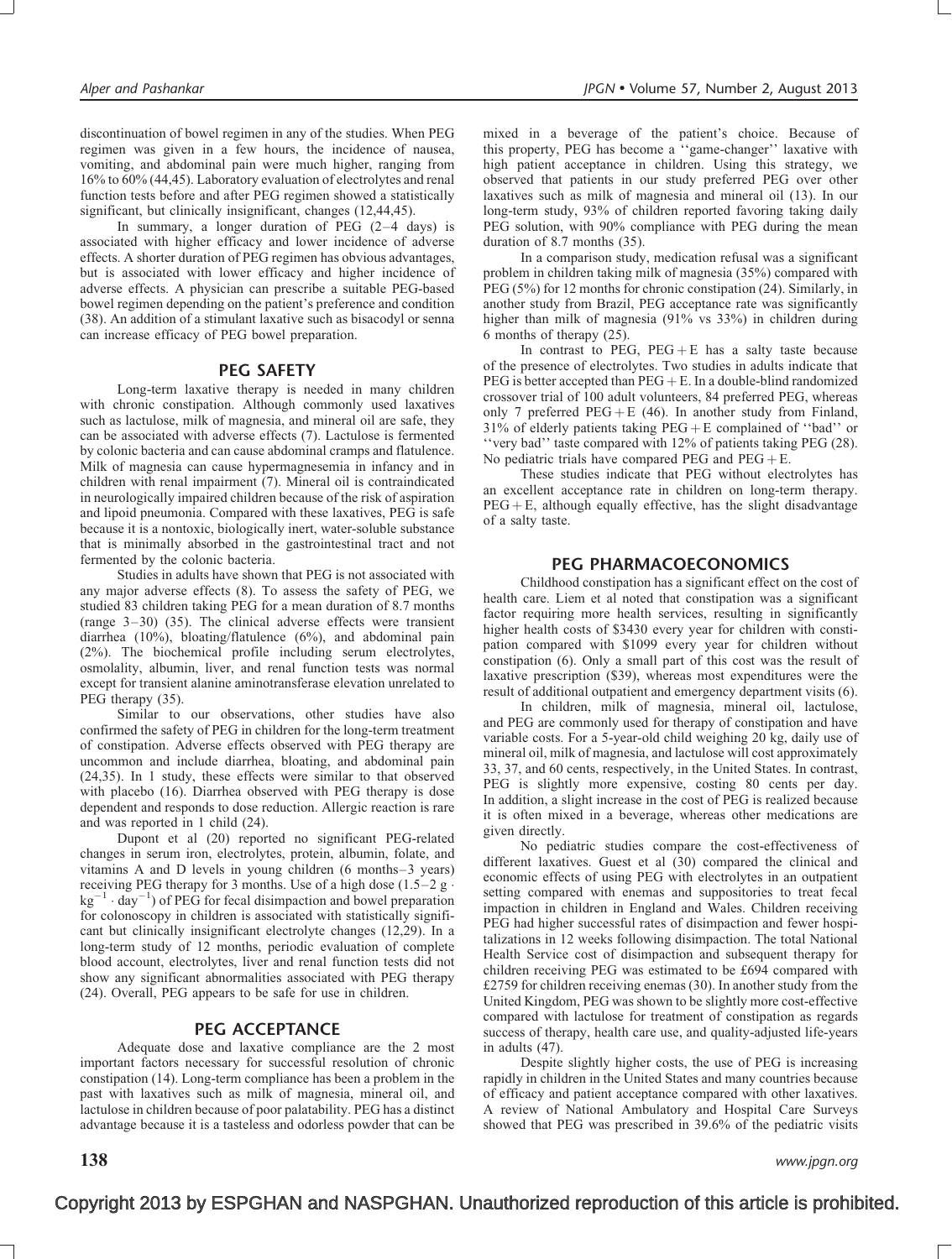discontinuation of bowel regimen in any of the studies. When PEG regimen was given in a few hours, the incidence of nausea, vomiting, and abdominal pain were much higher, ranging from 16% to 60% (44,45). Laboratory evaluation of electrolytes and renal function tests before and after PEG regimen showed a statistically significant, but clinically insignificant, changes (12,44,45).

In summary, a longer duration of PEG (2–4 days) is associated with higher efficacy and lower incidence of adverse effects. A shorter duration of PEG regimen has obvious advantages, but is associated with lower efficacy and higher incidence of adverse effects. A physician can prescribe a suitable PEG-based bowel regimen depending on the patient's preference and condition (38). An addition of a stimulant laxative such as bisacodyl or senna can increase efficacy of PEG bowel preparation.

## PEG SAFETY

Long-term laxative therapy is needed in many children with chronic constipation. Although commonly used laxatives such as lactulose, milk of magnesia, and mineral oil are safe, they can be associated with adverse effects (7). Lactulose is fermented by colonic bacteria and can cause abdominal cramps and flatulence. Milk of magnesia can cause hypermagnesemia in infancy and in children with renal impairment (7). Mineral oil is contraindicated in neurologically impaired children because of the risk of aspiration and lipoid pneumonia. Compared with these laxatives, PEG is safe because it is a nontoxic, biologically inert, water-soluble substance that is minimally absorbed in the gastrointestinal tract and not fermented by the colonic bacteria.

Studies in adults have shown that PEG is not associated with any major adverse effects (8). To assess the safety of PEG, we studied 83 children taking PEG for a mean duration of 8.7 months (range 3–30) (35). The clinical adverse effects were transient diarrhea (10%), bloating/flatulence (6%), and abdominal pain (2%). The biochemical profile including serum electrolytes, osmolality, albumin, liver, and renal function tests was normal except for transient alanine aminotransferase elevation unrelated to PEG therapy (35).

Similar to our observations, other studies have also confirmed the safety of PEG in children for the long-term treatment of constipation. Adverse effects observed with PEG therapy are uncommon and include diarrhea, bloating, and abdominal pain (24,35). In 1 study, these effects were similar to that observed with placebo (16). Diarrhea observed with PEG therapy is dose dependent and responds to dose reduction. Allergic reaction is rare and was reported in 1 child (24).

Dupont et al (20) reported no significant PEG-related changes in serum iron, electrolytes, protein, albumin, folate, and vitamins A and D levels in young children (6 months–3 years) receiving PEG therapy for 3 months. Use of a high dose ($1.5–2\ g \cdot kg^{-1} \cdot day^{-1}$) of PEG for fecal disimpaction and bowel preparation for colonoscopy in children is associated with statistically significant but clinically insignificant electrolyte changes (12,29). In a long-term study of 12 months, periodic evaluation of complete blood account, electrolytes, liver and renal function tests did not show any significant abnormalities associated with PEG therapy (24). Overall, PEG appears to be safe for use in children.

## PEG ACCEPTANCE

Adequate dose and laxative compliance are the 2 most important factors necessary for successful resolution of chronic constipation (14). Long-term compliance has been a problem in the past with laxatives such as milk of magnesia, mineral oil, and lactulose in children because of poor palatability. PEG has a distinct advantage because it is a tasteless and odorless powder that can be mixed in a beverage of the patient's choice. Because of this property, PEG has become a ''game-changer'' laxative with high patient acceptance in children. Using this strategy, we observed that patients in our study preferred PEG over other laxatives such as milk of magnesia and mineral oil (13). In our long-term study, 93% of children reported favoring taking daily PEG solution, with 90% compliance with PEG during the mean duration of 8.7 months (35).

In a comparison study, medication refusal was a significant problem in children taking milk of magnesia (35%) compared with PEG (5%) for 12 months for chronic constipation (24). Similarly, in another study from Brazil, PEG acceptance rate was significantly higher than milk of magnesia (91% vs 33%) in children during 6 months of therapy (25).

In contrast to PEG, PEG + E has a salty taste because of the presence of electrolytes. Two studies in adults indicate that PEG is better accepted than PEG + E. In a double-blind randomized crossover trial of 100 adult volunteers, 84 preferred PEG, whereas only 7 preferred PEG + E (46). In another study from Finland, 31% of elderly patients taking PEG + E complained of ''bad'' or ''very bad'' taste compared with 12% of patients taking PEG (28). No pediatric trials have compared PEG and PEG + E.

These studies indicate that PEG without electrolytes has an excellent acceptance rate in children on long-term therapy. PEG + E, although equally effective, has the slight disadvantage of a salty taste.

## PEG PHARMACOECONOMICS

Childhood constipation has a significant effect on the cost of health care. Liem et al noted that constipation was a significant factor requiring more health services, resulting in significantly higher health costs of $3430 every year for children with constipation compared with $1099 every year for children without constipation (6). Only a small part of this cost was the result of laxative prescription ($39), whereas most expenditures were the result of additional outpatient and emergency department visits (6).

In children, milk of magnesia, mineral oil, lactulose, and PEG are commonly used for therapy of constipation and have variable costs. For a 5-year-old child weighing 20 kg, daily use of mineral oil, milk of magnesia, and lactulose will cost approximately 33, 37, and 60 cents, respectively, in the United States. In contrast, PEG is slightly more expensive, costing 80 cents per day. In addition, a slight increase in the cost of PEG is realized because it is often mixed in a beverage, whereas other medications are given directly.

No pediatric studies compare the cost-effectiveness of different laxatives. Guest et al (30) compared the clinical and economic effects of using PEG with electrolytes in an outpatient setting compared with enemas and suppositories to treat fecal impaction in children in England and Wales. Children receiving PEG had higher successful rates of disimpaction and fewer hospitalizations in 12 weeks following disimpaction. The total National Health Service cost of disimpaction and subsequent therapy for children receiving PEG was estimated to be £694 compared with £2759 for children receiving enemas (30). In another study from the United Kingdom, PEG was shown to be slightly more cost-effective compared with lactulose for treatment of constipation as regards success of therapy, health care use, and quality-adjusted life-years in adults (47).

Despite slightly higher costs, the use of PEG is increasing rapidly in children in the United States and many countries because of efficacy and patient acceptance compared with other laxatives. A review of National Ambulatory and Hospital Care Surveys showed that PEG was prescribed in 39.6% of the pediatric visits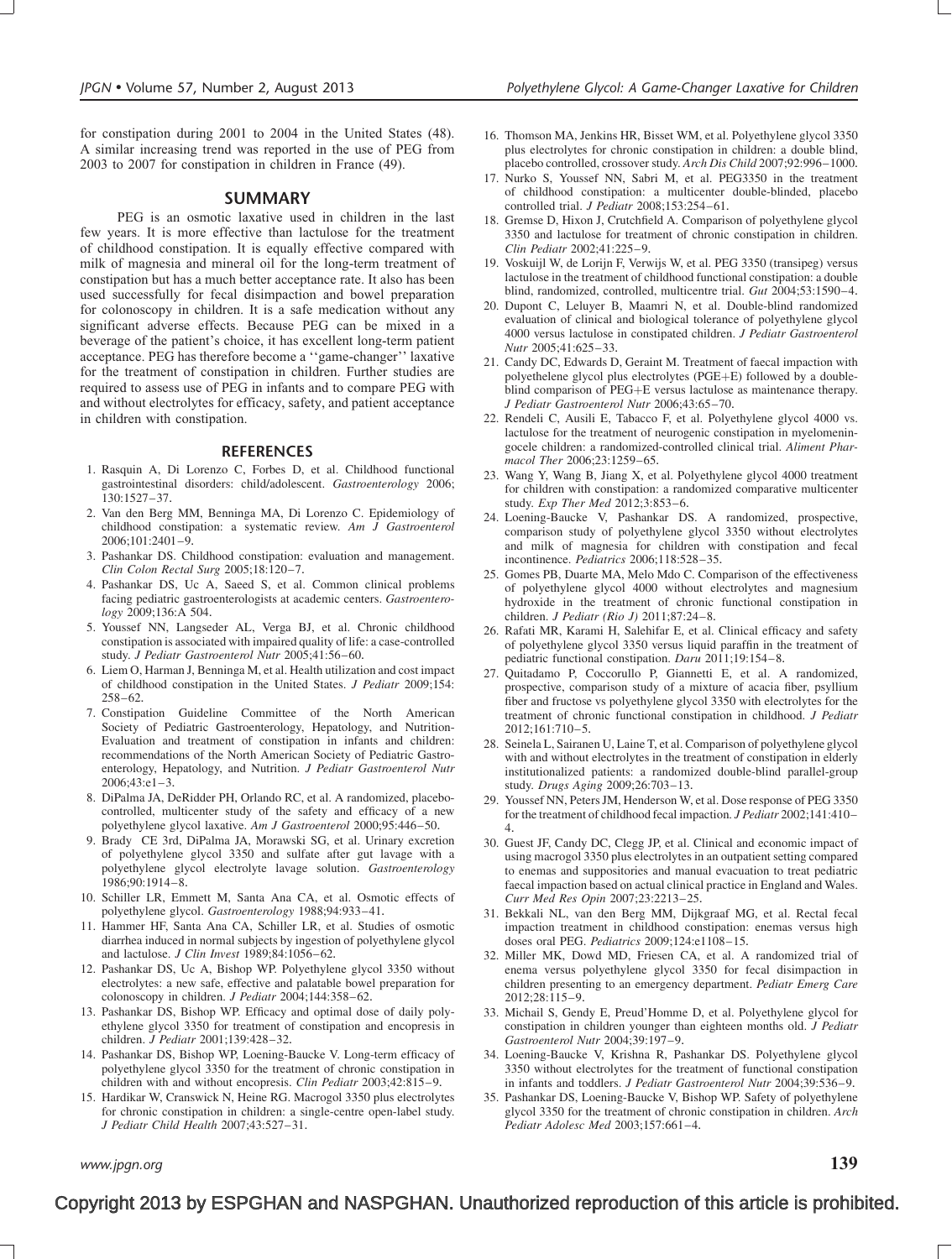for constipation during 2001 to 2004 in the United States (48). A similar increasing trend was reported in the use of PEG from 2003 to 2007 for constipation in children in France (49).

## SUMMARY

PEG is an osmotic laxative used in children in the last few years. It is more effective than lactulose for the treatment of childhood constipation. It is equally effective compared with milk of magnesia and mineral oil for the long-term treatment of constipation but has a much better acceptance rate. It also has been used successfully for fecal disimpaction and bowel preparation for colonoscopy in children. It is a safe medication without any significant adverse effects. Because PEG can be mixed in a beverage of the patient's choice, it has excellent long-term patient acceptance. PEG has therefore become a ''game-changer'' laxative for the treatment of constipation in children. Further studies are required to assess use of PEG in infants and to compare PEG with and without electrolytes for efficacy, safety, and patient acceptance in children with constipation.

## REFERENCES

1. Rasquin A, Di Lorenzo C, Forbes D, et al. Childhood functional gastrointestinal disorders: child/adolescent. *Gastroenterology* 2006;130:1527–37.
2. Van den Berg MM, Benninga MA, Di Lorenzo C. Epidemiology of childhood constipation: a systematic review. *Am J Gastroenterol* 2006;101:2401–9.
3. Pashankar DS. Childhood constipation: evaluation and management. *Clin Colon Rectal Surg* 2005;18:120–7.
4. Pashankar DS, Uc A, Saeed S, et al. Common clinical problems facing pediatric gastroenterologists at academic centers. *Gastroenterology* 2009;136:A 504.
5. Youssef NN, Langseder AL, Verga BJ, et al. Chronic childhood constipation is associated with impaired quality of life: a case-controlled study. *J Pediatr Gastroenterol Nutr* 2005;41:56–60.
6. Liem O, Harman J, Benninga M, et al. Health utilization and cost impact of childhood constipation in the United States. *J Pediatr* 2009;154:258–62.
7. Constipation Guideline Committee of the North American Society of Pediatric Gastroenterology, Hepatology, and Nutrition-Evaluation and treatment of constipation in infants and children: recommendations of the North American Society of Pediatric Gastroenterology, Hepatology, and Nutrition. *J Pediatr Gastroenterol Nutr* 2006;43:e1–3.
8. DiPalma JA, DeRidder PH, Orlando RC, et al. A randomized, placebo-controlled, multicenter study of the safety and efficacy of a new polyethylene glycol laxative. *Am J Gastroenterol* 2000;95:446–50.
9. Brady CE 3rd, DiPalma JA, Morawski SG, et al. Urinary excretion of polyethylene glycol 3350 and sulfate after gut lavage with a polyethylene glycol electrolyte lavage solution. *Gastroenterology* 1986;90:1914–8.
10. Schiller LR, Emmett M, Santa Ana CA, et al. Osmotic effects of polyethylene glycol. *Gastroenterology* 1988;94:933–41.
11. Hammer HF, Santa Ana CA, Schiller LR, et al. Studies of osmotic diarrhea induced in normal subjects by ingestion of polyethylene glycol and lactulose. *J Clin Invest* 1989;84:1056–62.
12. Pashankar DS, Uc A, Bishop WP. Polyethylene glycol 3350 without electrolytes: a new safe, effective and palatable bowel preparation for colonoscopy in children. *J Pediatr* 2004;144:358–62.
13. Pashankar DS, Bishop WP. Efficacy and optimal dose of daily polyethylene glycol 3350 for treatment of constipation and encopresis in children. *J Pediatr* 2001;139:428–32.
14. Pashankar DS, Bishop WP, Loening-Baucke V. Long-term efficacy of polyethylene glycol 3350 for the treatment of chronic constipation in children with and without encopresis. *Clin Pediatr* 2003;42:815–9.
15. Hardikar W, Cranswick N, Heine RG. Macrogol 3350 plus electrolytes for chronic constipation in children: a single-centre open-label study. *J Pediatr Child Health* 2007;43:527–31.
16. Thomson MA, Jenkins HR, Bisset WM, et al. Polyethylene glycol 3350 plus electrolytes for chronic constipation in children: a double blind, placebo controlled, crossover study. *Arch Dis Child* 2007;92:996–1000.
17. Nurko S, Youssef NN, Sabri M, et al. PEG3350 in the treatment of childhood constipation: a multicenter double-blinded, placebo controlled trial. *J Pediatr* 2008;153:254–61.
18. Gremse D, Hixon J, Crutchfield A. Comparison of polyethylene glycol 3350 and lactulose for treatment of chronic constipation in children. *Clin Pediatr* 2002;41:225–9.
19. Voskuijl W, de Lorijn F, Verwijs W, et al. PEG 3350 (transipeg) versus lactulose in the treatment of childhood functional constipation: a double blind, randomized, controlled, multicentre trial. *Gut* 2004;53:1590–4.
20. Dupont C, Leluyer B, Maamri N, et al. Double-blind randomized evaluation of clinical and biological tolerance of polyethylene glycol 4000 versus lactulose in constipated children. *J Pediatr Gastroenterol Nutr* 2005;41:625–33.
21. Candy DC, Edwards D, Geraint M. Treatment of faecal impaction with polyethelene glycol plus electrolytes (PGE+E) followed by a double-blind comparison of PEG+E versus lactulose as maintenance therapy. *J Pediatr Gastroenterol Nutr* 2006;43:65–70.
22. Rendeli C, Ausili E, Tabacco F, et al. Polyethylene glycol 4000 vs. lactulose for the treatment of neurogenic constipation in myelomeningocele children: a randomized-controlled clinical trial. *Aliment Pharmacol Ther* 2006;23:1259–65.
23. Wang Y, Wang B, Jiang X, et al. Polyethylene glycol 4000 treatment for children with constipation: a randomized comparative multicenter study. *Exp Ther Med* 2012;3:853–6.
24. Loening-Baucke V, Pashankar DS. A randomized, prospective, comparison study of polyethylene glycol 3350 without electrolytes and milk of magnesia for children with constipation and fecal incontinence. *Pediatrics* 2006;118:528–35.
25. Gomes PB, Duarte MA, Melo Mdo C. Comparison of the effectiveness of polyethylene glycol 4000 without electrolytes and magnesium hydroxide in the treatment of chronic functional constipation in children. *J Pediatr (Rio J)* 2011;87:24–8.
26. Rafati MR, Karami H, Salehifar E, et al. Clinical efficacy and safety of polyethylene glycol 3350 versus liquid paraffin in the treatment of pediatric functional constipation. *Daru* 2011;19:154–8.
27. Quitadamo P, Coccorullo P, Giannetti E, et al. A randomized, prospective, comparison study of a mixture of acacia fiber, psyllium fiber and fructose vs polyethylene glycol 3350 with electrolytes for the treatment of chronic functional constipation in childhood. *J Pediatr* 2012;161:710–5.
28. Seinela L, Sairanen U, Laine T, et al. Comparison of polyethylene glycol with and without electrolytes in the treatment of constipation in elderly institutionalized patients: a randomized double-blind parallel-group study. *Drugs Aging* 2009;26:703–13.
29. Youssef NN, Peters JM, Henderson W, et al. Dose response of PEG 3350 for the treatment of childhood fecal impaction. *J Pediatr* 2002;141:410–4.
30. Guest JF, Candy DC, Clegg JP, et al. Clinical and economic impact of using macrogol 3350 plus electrolytes in an outpatient setting compared to enemas and suppositories and manual evacuation to treat pediatric faecal impaction based on actual clinical practice in England and Wales. *Curr Med Res Opin* 2007;23:2213–25.
31. Bekkali NL, van den Berg MM, Dijkgraaf MG, et al. Rectal fecal impaction treatment in childhood constipation: enemas versus high doses oral PEG. *Pediatrics* 2009;124:e1108–15.
32. Miller MK, Dowd MD, Friesen CA, et al. A randomized trial of enema versus polyethylene glycol 3350 for fecal disimpaction in children presenting to an emergency department. *Pediatr Emerg Care* 2012;28:115–9.
33. Michail S, Gendy E, Preud'Homme D, et al. Polyethylene glycol for constipation in children younger than eighteen months old. *J Pediatr Gastroenterol Nutr* 2004;39:197–9.
34. Loening-Baucke V, Krishna R, Pashankar DS. Polyethylene glycol 3350 without electrolytes for the treatment of functional constipation in infants and toddlers. *J Pediatr Gastroenterol Nutr* 2004;39:536–9.
35. Pashankar DS, Loening-Baucke V, Bishop WP. Safety of polyethylene glycol 3350 for the treatment of chronic constipation in children. *Arch Pediatr Adolesc Med* 2003;157:661–4.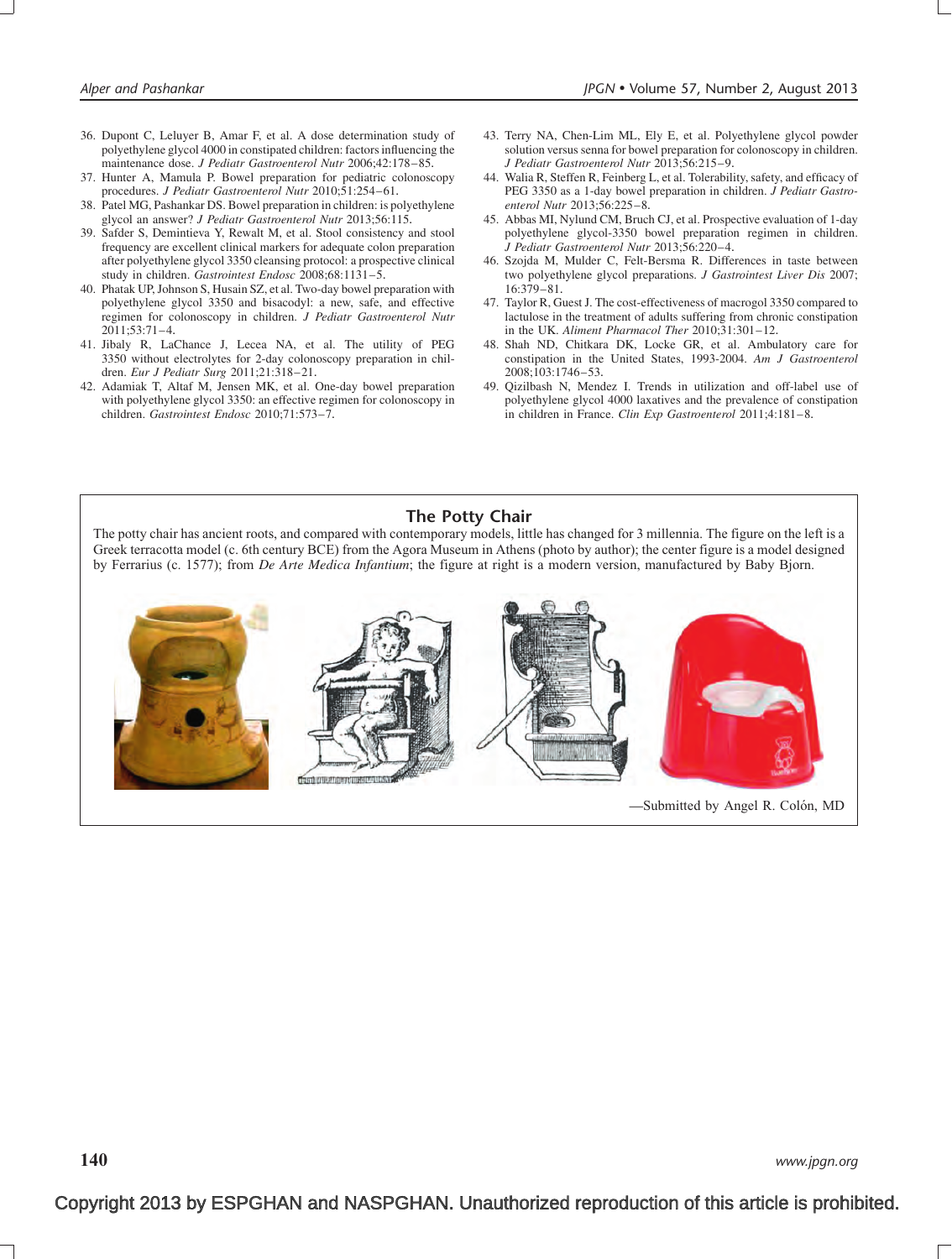36. Dupont C, Leluyer B, Amar F, et al. A dose determination study of polyethylene glycol 4000 in constipated children: factors influencing the maintenance dose. *J Pediatr Gastroenterol Nutr* 2006;42:178–85.
37. Hunter A, Mamula P. Bowel preparation for pediatric colonoscopy procedures. *J Pediatr Gastroenterol Nutr* 2010;51:254–61.
38. Patel MG, Pashankar DS. Bowel preparation in children: is polyethylene glycol an answer? *J Pediatr Gastroenterol Nutr* 2013;56:115.
39. Safder S, Demintieva Y, Rewalt M, et al. Stool consistency and stool frequency are excellent clinical markers for adequate colon preparation after polyethylene glycol 3350 cleansing protocol: a prospective clinical study in children. *Gastrointest Endosc* 2008;68:1131–5.
40. Phatak UP, Johnson S, Husain SZ, et al. Two-day bowel preparation with polyethylene glycol 3350 and bisacodyl: a new, safe, and effective regimen for colonoscopy in children. *J Pediatr Gastroenterol Nutr* 2011;53:71–4.
41. Jibaly R, LaChance J, Lecea NA, et al. The utility of PEG 3350 without electrolytes for 2-day colonoscopy preparation in children. *Eur J Pediatr Surg* 2011;21:318–21.
42. Adamiak T, Altaf M, Jensen MK, et al. One-day bowel preparation with polyethylene glycol 3350: an effective regimen for colonoscopy in children. *Gastrointest Endosc* 2010;71:573–7.
43. Terry NA, Chen-Lim ML, Ely E, et al. Polyethylene glycol powder solution versus senna for bowel preparation for colonoscopy in children. *J Pediatr Gastroenterol Nutr* 2013;56:215–9.
44. Walia R, Steffen R, Feinberg L, et al. Tolerability, safety, and efficacy of PEG 3350 as a 1-day bowel preparation in children. *J Pediatr Gastroenterol Nutr* 2013;56:225–8.
45. Abbas MI, Nylund CM, Bruch CJ, et al. Prospective evaluation of 1-day polyethylene glycol-3350 bowel preparation regimen in children. *J Pediatr Gastroenterol Nutr* 2013;56:220–4.
46. Szojda M, Mulder C, Felt-Bersma R. Differences in taste between two polyethylene glycol preparations. *J Gastrointest Liver Dis* 2007; 16:379–81.
47. Taylor R, Guest J. The cost-effectiveness of macrogol 3350 compared to lactulose in the treatment of adults suffering from chronic constipation in the UK. *Aliment Pharmacol Ther* 2010;31:301–12.
48. Shah ND, Chitkara DK, Locke GR, et al. Ambulatory care for constipation in the United States, 1993-2004. *Am J Gastroenterol* 2008;103:1746–53.
49. Qizilbash N, Mendez I. Trends in utilization and off-label use of polyethylene glycol 4000 laxatives and the prevalence of constipation in children in France. *Clin Exp Gastroenterol* 2011;4:181–8.

## The Potty Chair

The potty chair has ancient roots, and compared with contemporary models, little has changed for 3 millennia. The figure on the left is a Greek terracotta model (c. 6th century BCE) from the Agora Museum in Athens (photo by author); the center figure is a model designed by Ferrarius (c. 1577); from *De Arte Medica Infantium*; the figure at right is a modern version, manufactured by Baby Bjorn.

—Submitted by Angel R. Colón, MD